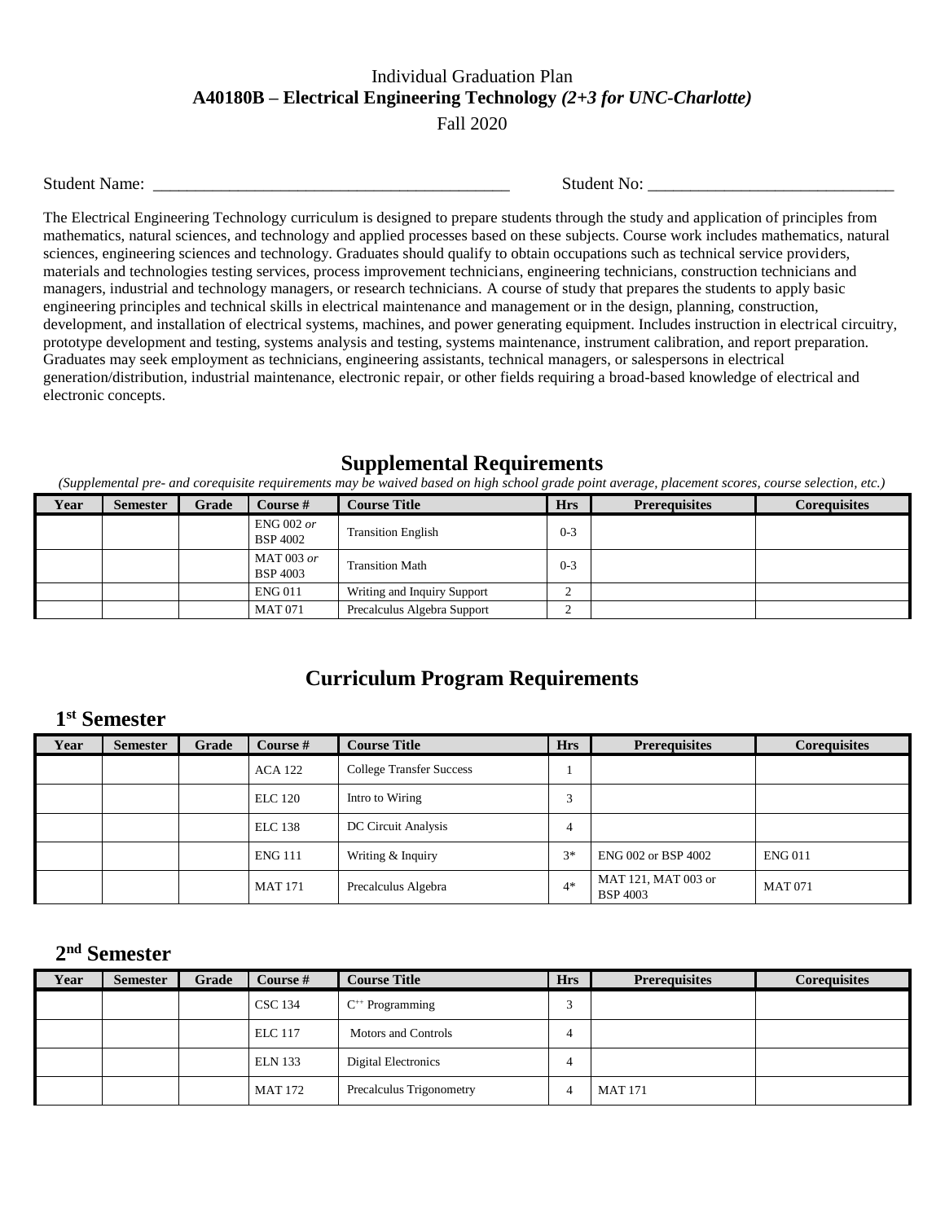Individual Graduation Plan

**A40180B – Electrical Engineering Technology *(2+3 for UNC-Charlotte)***

Fall 2020

Student Name: ________________________________________ Student No: ____________________________

The Electrical Engineering Technology curriculum is designed to prepare students through the study and application of principles from mathematics, natural sciences, and technology and applied processes based on these subjects. Course work includes mathematics, natural sciences, engineering sciences and technology. Graduates should qualify to obtain occupations such as technical service providers, materials and technologies testing services, process improvement technicians, engineering technicians, construction technicians and managers, industrial and technology managers, or research technicians. A course of study that prepares the students to apply basic engineering principles and technical skills in electrical maintenance and management or in the design, planning, construction, development, and installation of electrical systems, machines, and power generating equipment. Includes instruction in electrical circuitry, prototype development and testing, systems analysis and testing, systems maintenance, instrument calibration, and report preparation. Graduates may seek employment as technicians, engineering assistants, technical managers, or salespersons in electrical generation/distribution, industrial maintenance, electronic repair, or other fields requiring a broad-based knowledge of electrical and electronic concepts.

## Supplemental Requirements

*(Supplemental pre- and corequisite requirements may be waived based on high school grade point average, placement scores, course selection, etc.)*

| Year | Semester | Grade | Course # | Course Title | Hrs | Prerequisites | Corequisites |
|---|---|---|---|---|---|---|---|
| | | | ENG 002 *or* BSP 4002 | Transition English | 0-3 | | |
| | | | MAT 003 *or* BSP 4003 | Transition Math | 0-3 | | |
| | | | ENG 011 | Writing and Inquiry Support | 2 | | |
| | | | MAT 071 | Precalculus Algebra Support | 2 | | |

## Curriculum Program Requirements

### 1st Semester

| Year | Semester | Grade | Course # | Course Title | Hrs | Prerequisites | Corequisites |
|---|---|---|---|---|---|---|---|
| | | | ACA 122 | College Transfer Success | 1 | | |
| | | | ELC 120 | Intro to Wiring | 3 | | |
| | | | ELC 138 | DC Circuit Analysis | 4 | | |
| | | | ENG 111 | Writing & Inquiry | 3* | ENG 002 or BSP 4002 | ENG 011 |
| | | | MAT 171 | Precalculus Algebra | 4* | MAT 121, MAT 003 or BSP 4003 | MAT 071 |

### 2nd Semester

| Year | Semester | Grade | Course # | Course Title | Hrs | Prerequisites | Corequisites |
|---|---|---|---|---|---|---|---|
| | | | CSC 134 | C++ Programming | 3 | | |
| | | | ELC 117 | Motors and Controls | 4 | | |
| | | | ELN 133 | Digital Electronics | 4 | | |
| | | | MAT 172 | Precalculus Trigonometry | 4 | MAT 171 | |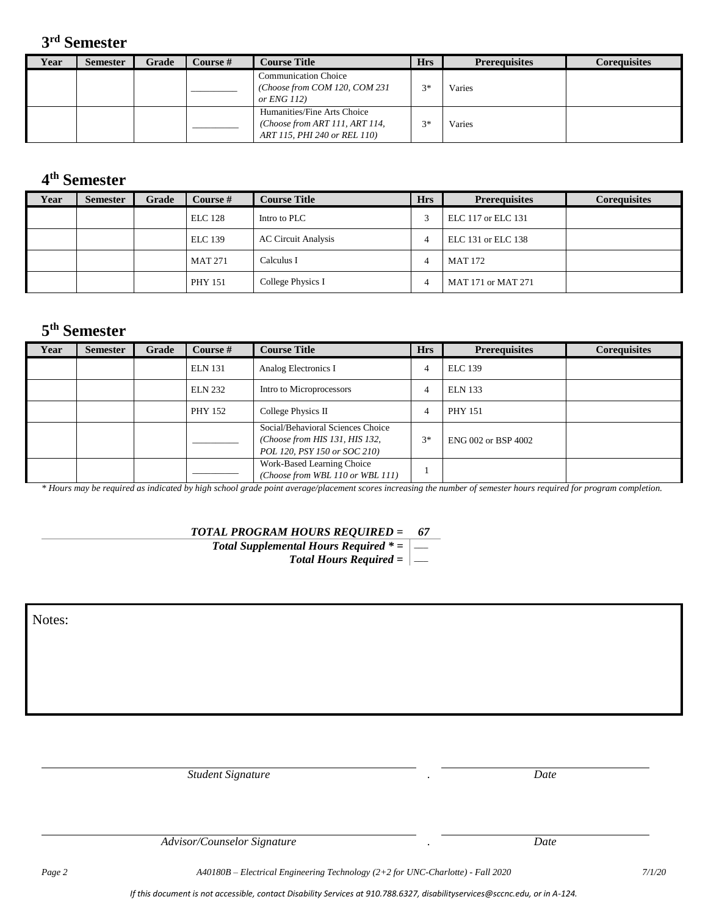## 3rd Semester

| Year | Semester | Grade | Course # | Course Title | Hrs | Prerequisites | Corequisites |
|---|---|---|---|---|---|---|---|
| | | | _________ | Communication Choice *(Choose from COM 120, COM 231 or ENG 112)* | 3* | Varies | |
| | | | _________ | Humanities/Fine Arts Choice *(Choose from ART 111, ART 114, ART 115, PHI 240 or REL 110)* | 3* | Varies | |

## 4th Semester

| Year | Semester | Grade | Course # | Course Title | Hrs | Prerequisites | Corequisites |
|---|---|---|---|---|---|---|---|
| | | | ELC 128 | Intro to PLC | 3 | ELC 117 or ELC 131 | |
| | | | ELC 139 | AC Circuit Analysis | 4 | ELC 131 or ELC 138 | |
| | | | MAT 271 | Calculus I | 4 | MAT 172 | |
| | | | PHY 151 | College Physics I | 4 | MAT 171 or MAT 271 | |

## 5th Semester

| Year | Semester | Grade | Course # | Course Title | Hrs | Prerequisites | Corequisites |
|---|---|---|---|---|---|---|---|
| | | | ELN 131 | Analog Electronics I | 4 | ELC 139 | |
| | | | ELN 232 | Intro to Microprocessors | 4 | ELN 133 | |
| | | | PHY 152 | College Physics II | 4 | PHY 151 | |
| | | | _________ | Social/Behavioral Sciences Choice *(Choose from HIS 131, HIS 132, POL 120, PSY 150 or SOC 210)* | 3* | ENG 002 or BSP 4002 | |
| | | | _________ | Work-Based Learning Choice *(Choose from WBL 110 or WBL 111)* | 1 | | |

*\* Hours may be required as indicated by high school grade point average/placement scores increasing the number of semester hours required for program completion.*

***TOTAL PROGRAM HOURS REQUIRED = 67***

***Total Supplemental Hours Required \* =*** ___

***Total Hours Required =*** ___

Notes:

_______________________________________ . ____________________

*Student Signature* *Date*

_______________________________________ . ____________________

*Advisor/Counselor Signature* *Date*

*If this document is not accessible, contact Disability Services at 910.788.6327, disabilityservices@sccnc.edu, or in A-124.*